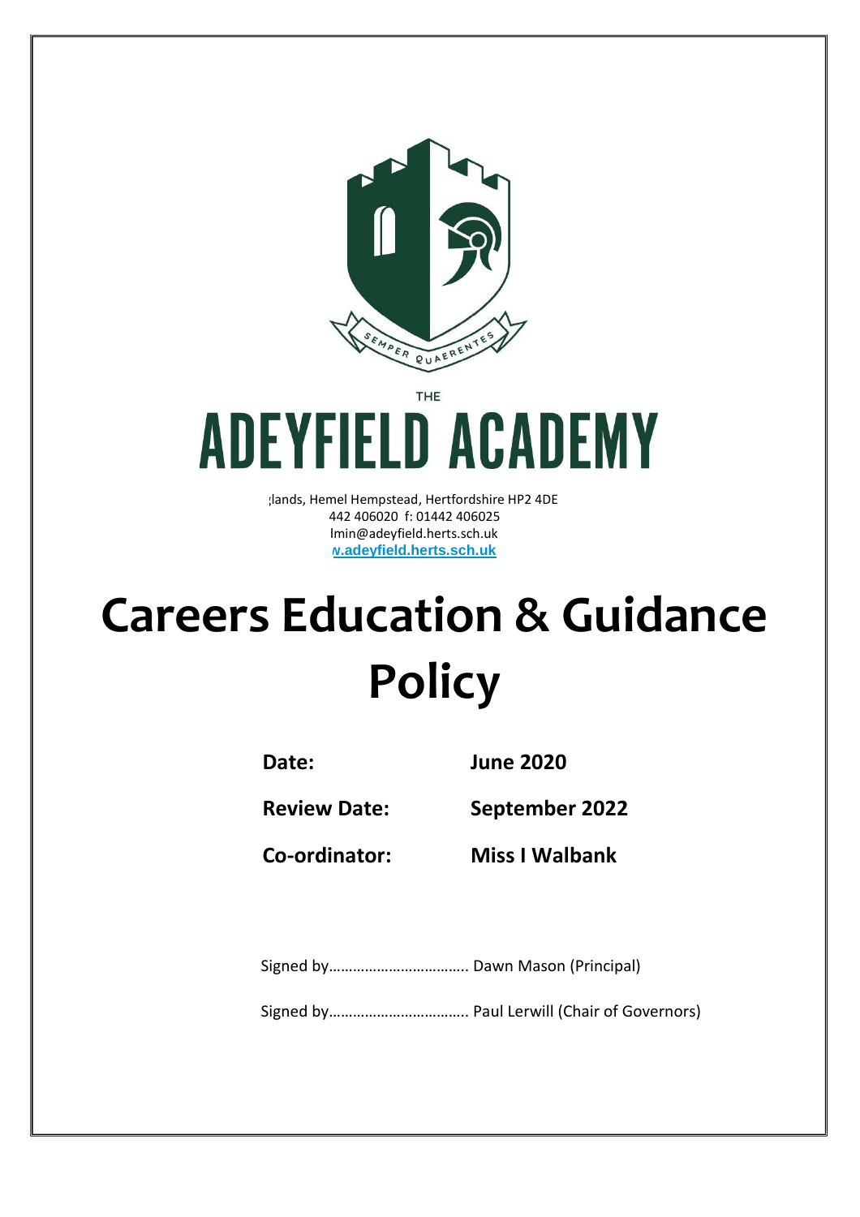THE

# ADEYFIELD ACADEMY

;lands, Hemel Hempstead, Hertfordshire HP2 4DE
442 406020 f: 01442 406025
lmin@adeyfield.herts.sch.uk
v.adeyfield.herts.sch.uk

# Careers Education & Guidance Policy

| | |
|---|---|
| **Date:** | **June 2020** |
| **Review Date:** | **September 2022** |
| **Co-ordinator:** | **Miss I Walbank** |

Signed by……………………………. Dawn Mason (Principal)

Signed by……………………………. Paul Lerwill (Chair of Governors)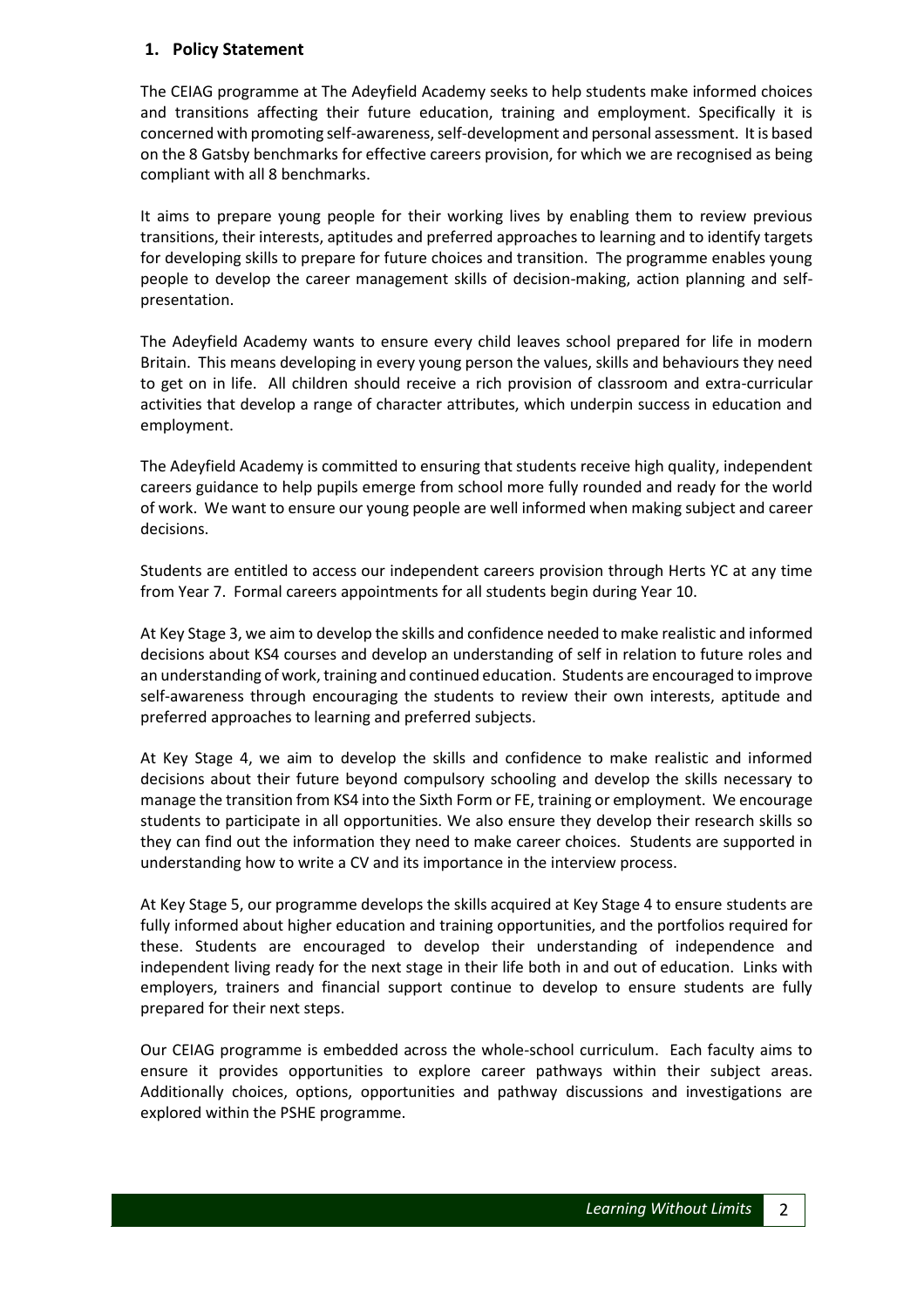## 1. Policy Statement

The CEIAG programme at The Adeyfield Academy seeks to help students make informed choices and transitions affecting their future education, training and employment. Specifically it is concerned with promoting self-awareness, self-development and personal assessment. It is based on the 8 Gatsby benchmarks for effective careers provision, for which we are recognised as being compliant with all 8 benchmarks.

It aims to prepare young people for their working lives by enabling them to review previous transitions, their interests, aptitudes and preferred approaches to learning and to identify targets for developing skills to prepare for future choices and transition. The programme enables young people to develop the career management skills of decision-making, action planning and self-presentation.

The Adeyfield Academy wants to ensure every child leaves school prepared for life in modern Britain. This means developing in every young person the values, skills and behaviours they need to get on in life. All children should receive a rich provision of classroom and extra-curricular activities that develop a range of character attributes, which underpin success in education and employment.

The Adeyfield Academy is committed to ensuring that students receive high quality, independent careers guidance to help pupils emerge from school more fully rounded and ready for the world of work. We want to ensure our young people are well informed when making subject and career decisions.

Students are entitled to access our independent careers provision through Herts YC at any time from Year 7. Formal careers appointments for all students begin during Year 10.

At Key Stage 3, we aim to develop the skills and confidence needed to make realistic and informed decisions about KS4 courses and develop an understanding of self in relation to future roles and an understanding of work, training and continued education. Students are encouraged to improve self-awareness through encouraging the students to review their own interests, aptitude and preferred approaches to learning and preferred subjects.

At Key Stage 4, we aim to develop the skills and confidence to make realistic and informed decisions about their future beyond compulsory schooling and develop the skills necessary to manage the transition from KS4 into the Sixth Form or FE, training or employment. We encourage students to participate in all opportunities. We also ensure they develop their research skills so they can find out the information they need to make career choices. Students are supported in understanding how to write a CV and its importance in the interview process.

At Key Stage 5, our programme develops the skills acquired at Key Stage 4 to ensure students are fully informed about higher education and training opportunities, and the portfolios required for these. Students are encouraged to develop their understanding of independence and independent living ready for the next stage in their life both in and out of education. Links with employers, trainers and financial support continue to develop to ensure students are fully prepared for their next steps.

Our CEIAG programme is embedded across the whole-school curriculum. Each faculty aims to ensure it provides opportunities to explore career pathways within their subject areas. Additionally choices, options, opportunities and pathway discussions and investigations are explored within the PSHE programme.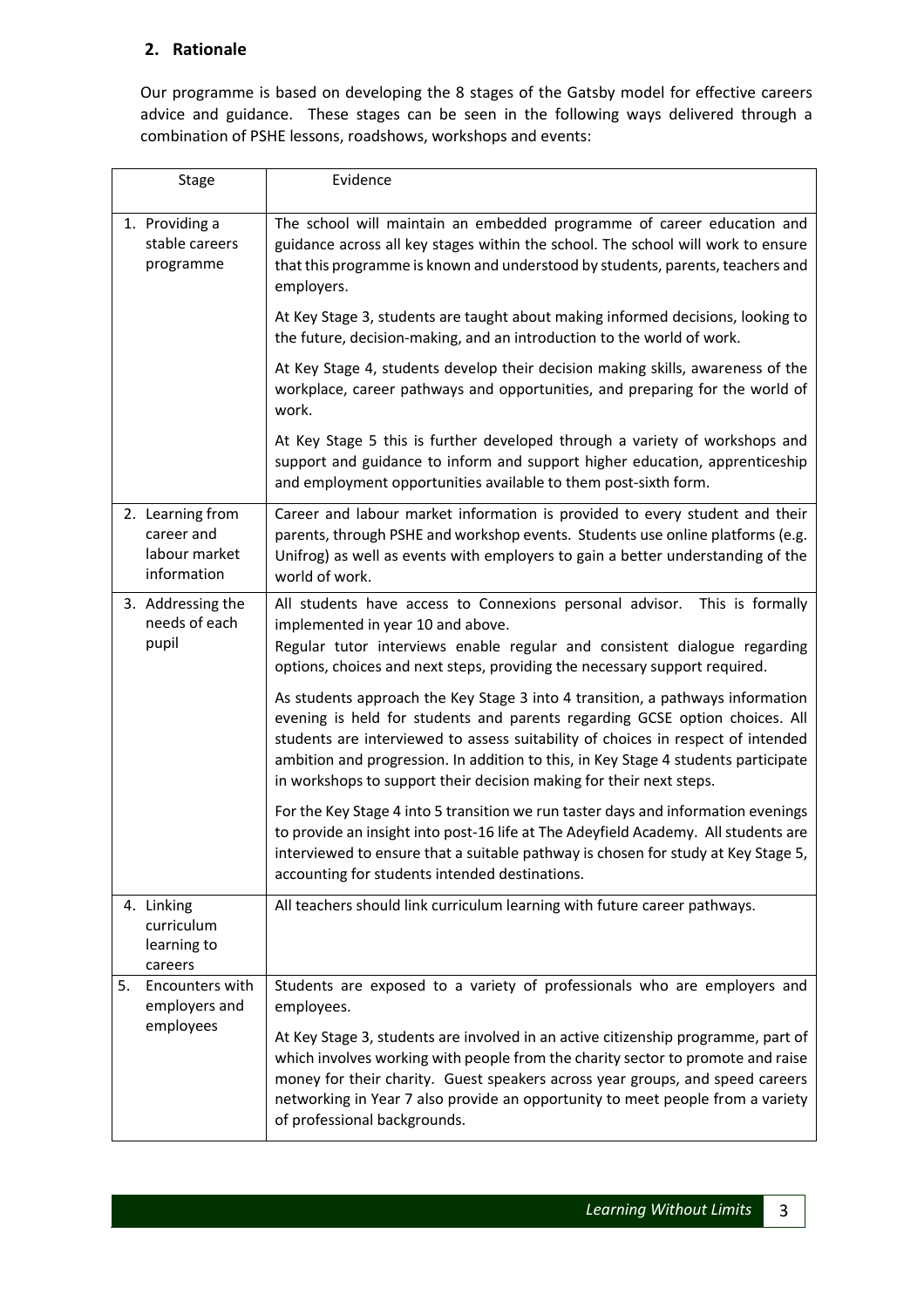## 2. Rationale

Our programme is based on developing the 8 stages of the Gatsby model for effective careers advice and guidance. These stages can be seen in the following ways delivered through a combination of PSHE lessons, roadshows, workshops and events:

| Stage | Evidence |
|---|---|
| 1. Providing a stable careers programme | The school will maintain an embedded programme of career education and guidance across all key stages within the school. The school will work to ensure that this programme is known and understood by students, parents, teachers and employers.<br><br>At Key Stage 3, students are taught about making informed decisions, looking to the future, decision-making, and an introduction to the world of work.<br><br>At Key Stage 4, students develop their decision making skills, awareness of the workplace, career pathways and opportunities, and preparing for the world of work.<br><br>At Key Stage 5 this is further developed through a variety of workshops and support and guidance to inform and support higher education, apprenticeship and employment opportunities available to them post-sixth form. |
| 2. Learning from career and labour market information | Career and labour market information is provided to every student and their parents, through PSHE and workshop events. Students use online platforms (e.g. Unifrog) as well as events with employers to gain a better understanding of the world of work. |
| 3. Addressing the needs of each pupil | All students have access to Connexions personal advisor. This is formally implemented in year 10 and above.<br>Regular tutor interviews enable regular and consistent dialogue regarding options, choices and next steps, providing the necessary support required.<br><br>As students approach the Key Stage 3 into 4 transition, a pathways information evening is held for students and parents regarding GCSE option choices. All students are interviewed to assess suitability of choices in respect of intended ambition and progression. In addition to this, in Key Stage 4 students participate in workshops to support their decision making for their next steps.<br><br>For the Key Stage 4 into 5 transition we run taster days and information evenings to provide an insight into post-16 life at The Adeyfield Academy. All students are interviewed to ensure that a suitable pathway is chosen for study at Key Stage 5, accounting for students intended destinations. |
| 4. Linking curriculum learning to careers | All teachers should link curriculum learning with future career pathways. |
| 5. Encounters with employers and employees | Students are exposed to a variety of professionals who are employers and employees.<br><br>At Key Stage 3, students are involved in an active citizenship programme, part of which involves working with people from the charity sector to promote and raise money for their charity. Guest speakers across year groups, and speed careers networking in Year 7 also provide an opportunity to meet people from a variety of professional backgrounds. |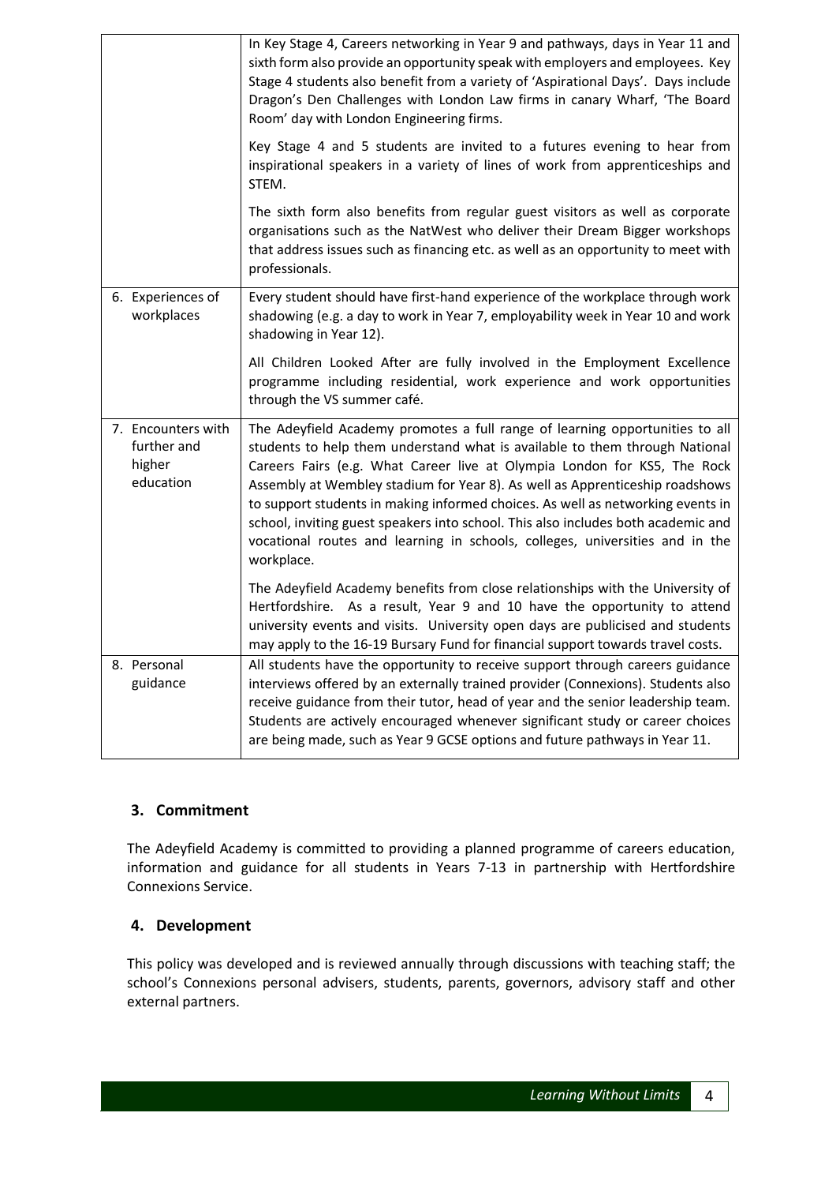| | |
|---|---|
| | In Key Stage 4, Careers networking in Year 9 and pathways, days in Year 11 and sixth form also provide an opportunity speak with employers and employees. Key Stage 4 students also benefit from a variety of 'Aspirational Days'. Days include Dragon's Den Challenges with London Law firms in canary Wharf, 'The Board Room' day with London Engineering firms.<br><br>Key Stage 4 and 5 students are invited to a futures evening to hear from inspirational speakers in a variety of lines of work from apprenticeships and STEM.<br><br>The sixth form also benefits from regular guest visitors as well as corporate organisations such as the NatWest who deliver their Dream Bigger workshops that address issues such as financing etc. as well as an opportunity to meet with professionals. |
| 6. Experiences of workplaces | Every student should have first-hand experience of the workplace through work shadowing (e.g. a day to work in Year 7, employability week in Year 10 and work shadowing in Year 12).<br><br>All Children Looked After are fully involved in the Employment Excellence programme including residential, work experience and work opportunities through the VS summer café. |
| 7. Encounters with further and higher education | The Adeyfield Academy promotes a full range of learning opportunities to all students to help them understand what is available to them through National Careers Fairs (e.g. What Career live at Olympia London for KS5, The Rock Assembly at Wembley stadium for Year 8). As well as Apprenticeship roadshows to support students in making informed choices. As well as networking events in school, inviting guest speakers into school. This also includes both academic and vocational routes and learning in schools, colleges, universities and in the workplace.<br><br>The Adeyfield Academy benefits from close relationships with the University of Hertfordshire. As a result, Year 9 and 10 have the opportunity to attend university events and visits. University open days are publicised and students may apply to the 16-19 Bursary Fund for financial support towards travel costs. |
| 8. Personal guidance | All students have the opportunity to receive support through careers guidance interviews offered by an externally trained provider (Connexions). Students also receive guidance from their tutor, head of year and the senior leadership team. Students are actively encouraged whenever significant study or career choices are being made, such as Year 9 GCSE options and future pathways in Year 11. |

## 3. Commitment

The Adeyfield Academy is committed to providing a planned programme of careers education, information and guidance for all students in Years 7-13 in partnership with Hertfordshire Connexions Service.

## 4. Development

This policy was developed and is reviewed annually through discussions with teaching staff; the school's Connexions personal advisers, students, parents, governors, advisory staff and other external partners.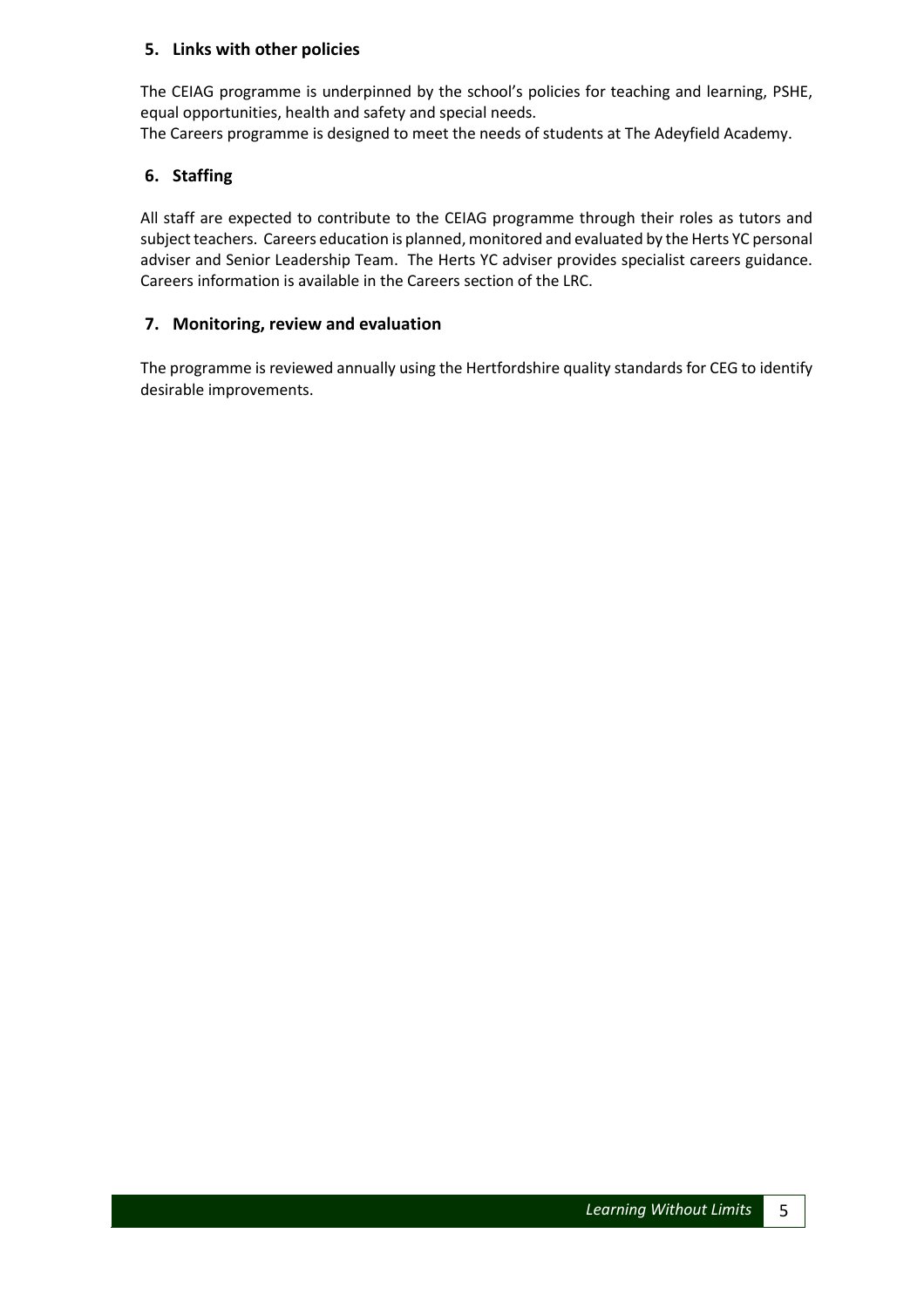## 5. Links with other policies

The CEIAG programme is underpinned by the school's policies for teaching and learning, PSHE, equal opportunities, health and safety and special needs.

The Careers programme is designed to meet the needs of students at The Adeyfield Academy.

## 6. Staffing

All staff are expected to contribute to the CEIAG programme through their roles as tutors and subject teachers. Careers education is planned, monitored and evaluated by the Herts YC personal adviser and Senior Leadership Team. The Herts YC adviser provides specialist careers guidance. Careers information is available in the Careers section of the LRC.

## 7. Monitoring, review and evaluation

The programme is reviewed annually using the Hertfordshire quality standards for CEG to identify desirable improvements.